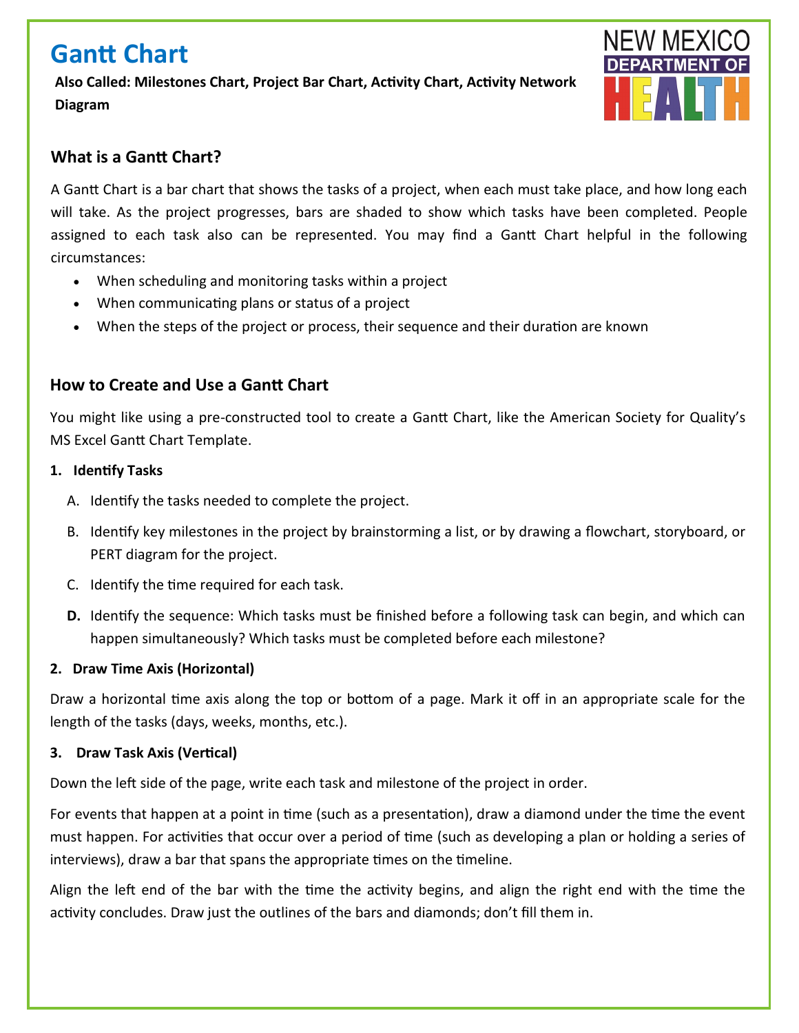# Gantt Chart

**Also Called: Milestones Chart, Project Bar Chart, Activity Chart, Activity Network Diagram**

NEW MEXICO DEPARTMENT OF HEALTH

## What is a Gantt Chart?

A Gantt Chart is a bar chart that shows the tasks of a project, when each must take place, and how long each will take. As the project progresses, bars are shaded to show which tasks have been completed. People assigned to each task also can be represented. You may find a Gantt Chart helpful in the following circumstances:

- When scheduling and monitoring tasks within a project
- When communicating plans or status of a project
- When the steps of the project or process, their sequence and their duration are known

## How to Create and Use a Gantt Chart

You might like using a pre-constructed tool to create a Gantt Chart, like the American Society for Quality's MS Excel Gantt Chart Template.

**1. Identify Tasks**

A. Identify the tasks needed to complete the project.

B. Identify key milestones in the project by brainstorming a list, or by drawing a flowchart, storyboard, or PERT diagram for the project.

C. Identify the time required for each task.

**D.** Identify the sequence: Which tasks must be finished before a following task can begin, and which can happen simultaneously? Which tasks must be completed before each milestone?

**2. Draw Time Axis (Horizontal)**

Draw a horizontal time axis along the top or bottom of a page. Mark it off in an appropriate scale for the length of the tasks (days, weeks, months, etc.).

**3. Draw Task Axis (Vertical)**

Down the left side of the page, write each task and milestone of the project in order.

For events that happen at a point in time (such as a presentation), draw a diamond under the time the event must happen. For activities that occur over a period of time (such as developing a plan or holding a series of interviews), draw a bar that spans the appropriate times on the timeline.

Align the left end of the bar with the time the activity begins, and align the right end with the time the activity concludes. Draw just the outlines of the bars and diamonds; don't fill them in.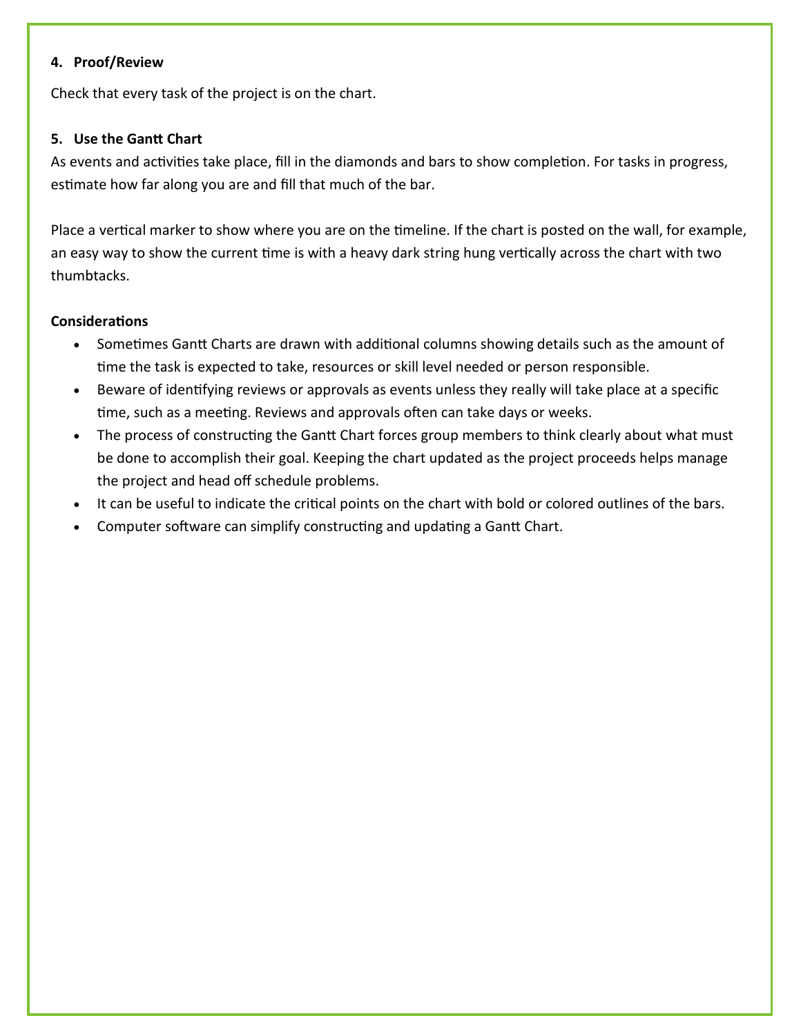**4. Proof/Review**

Check that every task of the project is on the chart.

**5. Use the Gantt Chart**

As events and activities take place, fill in the diamonds and bars to show completion. For tasks in progress, estimate how far along you are and fill that much of the bar.

Place a vertical marker to show where you are on the timeline. If the chart is posted on the wall, for example, an easy way to show the current time is with a heavy dark string hung vertically across the chart with two thumbtacks.

**Considerations**

- Sometimes Gantt Charts are drawn with additional columns showing details such as the amount of time the task is expected to take, resources or skill level needed or person responsible.
- Beware of identifying reviews or approvals as events unless they really will take place at a specific time, such as a meeting. Reviews and approvals often can take days or weeks.
- The process of constructing the Gantt Chart forces group members to think clearly about what must be done to accomplish their goal. Keeping the chart updated as the project proceeds helps manage the project and head off schedule problems.
- It can be useful to indicate the critical points on the chart with bold or colored outlines of the bars.
- Computer software can simplify constructing and updating a Gantt Chart.